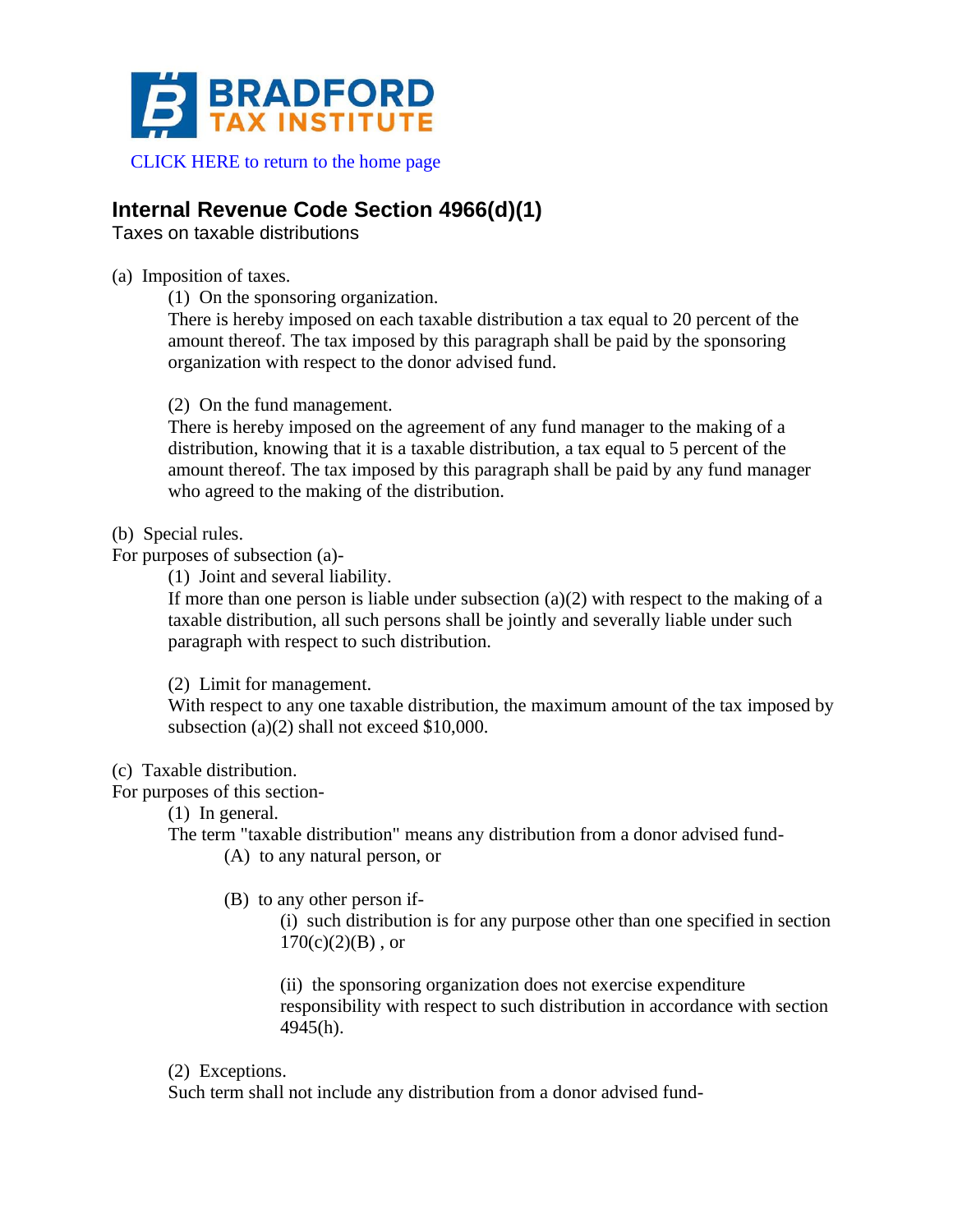BRADFORD TAX INSTITUTE

CLICK HERE to return to the home page

## Internal Revenue Code Section 4966(d)(1)

Taxes on taxable distributions

(a) Imposition of taxes.

(1) On the sponsoring organization.

There is hereby imposed on each taxable distribution a tax equal to 20 percent of the amount thereof. The tax imposed by this paragraph shall be paid by the sponsoring organization with respect to the donor advised fund.

(2) On the fund management.

There is hereby imposed on the agreement of any fund manager to the making of a distribution, knowing that it is a taxable distribution, a tax equal to 5 percent of the amount thereof. The tax imposed by this paragraph shall be paid by any fund manager who agreed to the making of the distribution.

(b) Special rules.

For purposes of subsection (a)-

(1) Joint and several liability.

If more than one person is liable under subsection (a)(2) with respect to the making of a taxable distribution, all such persons shall be jointly and severally liable under such paragraph with respect to such distribution.

(2) Limit for management.

With respect to any one taxable distribution, the maximum amount of the tax imposed by subsection (a)(2) shall not exceed $10,000.

(c) Taxable distribution.

For purposes of this section-

(1) In general.

The term "taxable distribution" means any distribution from a donor advised fund-

(A) to any natural person, or

(B) to any other person if-

(i) such distribution is for any purpose other than one specified in section 170(c)(2)(B) , or

(ii) the sponsoring organization does not exercise expenditure responsibility with respect to such distribution in accordance with section 4945(h).

(2) Exceptions.

Such term shall not include any distribution from a donor advised fund-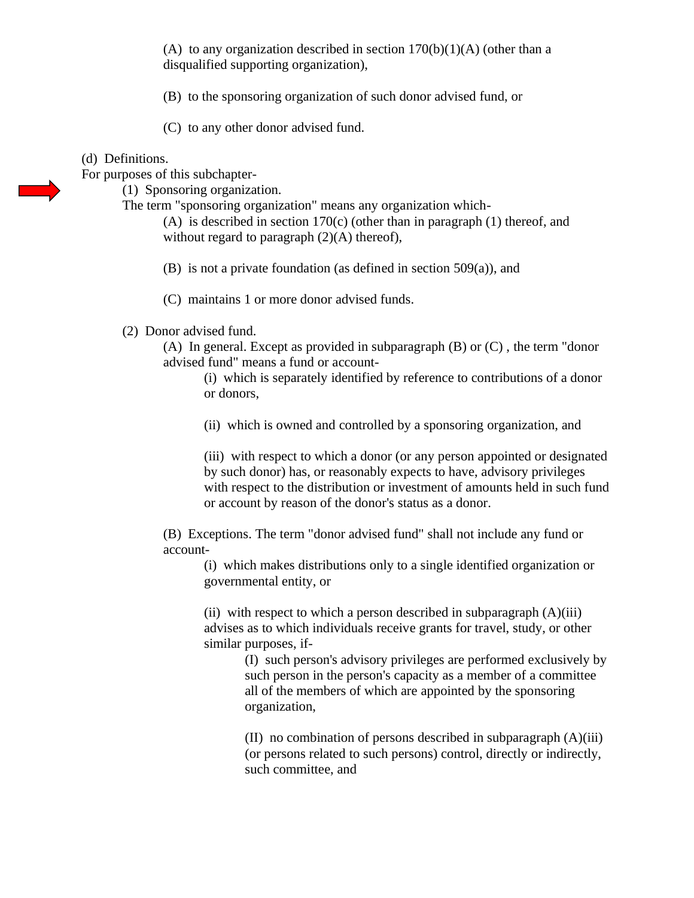(A) to any organization described in section 170(b)(1)(A) (other than a disqualified supporting organization),

(B) to the sponsoring organization of such donor advised fund, or

(C) to any other donor advised fund.

(d) Definitions.

For purposes of this subchapter-

(1) Sponsoring organization.

The term "sponsoring organization" means any organization which-

(A) is described in section 170(c) (other than in paragraph (1) thereof, and without regard to paragraph (2)(A) thereof),

(B) is not a private foundation (as defined in section 509(a)), and

(C) maintains 1 or more donor advised funds.

(2) Donor advised fund.

(A) In general. Except as provided in subparagraph (B) or (C) , the term "donor advised fund" means a fund or account-

(i) which is separately identified by reference to contributions of a donor or donors,

(ii) which is owned and controlled by a sponsoring organization, and

(iii) with respect to which a donor (or any person appointed or designated by such donor) has, or reasonably expects to have, advisory privileges with respect to the distribution or investment of amounts held in such fund or account by reason of the donor's status as a donor.

(B) Exceptions. The term "donor advised fund" shall not include any fund or account-

(i) which makes distributions only to a single identified organization or governmental entity, or

(ii) with respect to which a person described in subparagraph (A)(iii) advises as to which individuals receive grants for travel, study, or other similar purposes, if-

(I) such person's advisory privileges are performed exclusively by such person in the person's capacity as a member of a committee all of the members of which are appointed by the sponsoring organization,

(II) no combination of persons described in subparagraph (A)(iii) (or persons related to such persons) control, directly or indirectly, such committee, and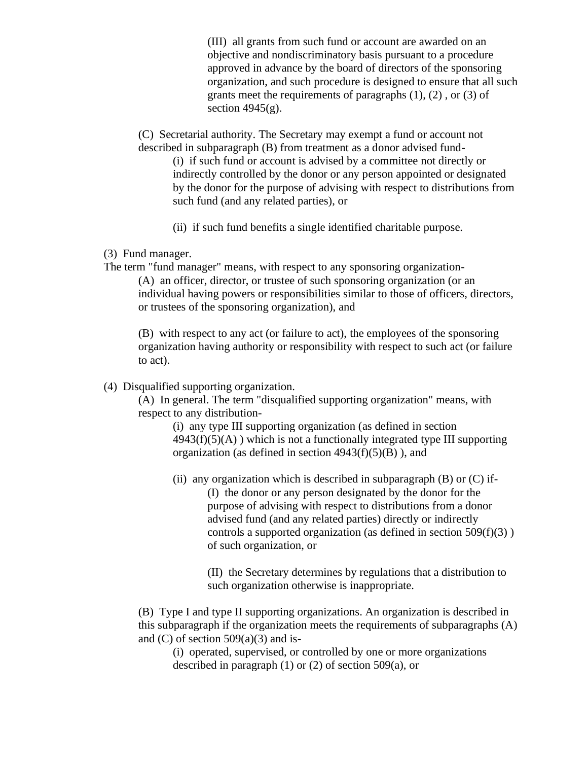(III) all grants from such fund or account are awarded on an objective and nondiscriminatory basis pursuant to a procedure approved in advance by the board of directors of the sponsoring organization, and such procedure is designed to ensure that all such grants meet the requirements of paragraphs (1), (2) , or (3) of section 4945(g).

(C) Secretarial authority. The Secretary may exempt a fund or account not described in subparagraph (B) from treatment as a donor advised fund-

(i) if such fund or account is advised by a committee not directly or indirectly controlled by the donor or any person appointed or designated by the donor for the purpose of advising with respect to distributions from such fund (and any related parties), or

(ii) if such fund benefits a single identified charitable purpose.

(3) Fund manager.

The term "fund manager" means, with respect to any sponsoring organization-

(A) an officer, director, or trustee of such sponsoring organization (or an individual having powers or responsibilities similar to those of officers, directors, or trustees of the sponsoring organization), and

(B) with respect to any act (or failure to act), the employees of the sponsoring organization having authority or responsibility with respect to such act (or failure to act).

(4) Disqualified supporting organization.

(A) In general. The term "disqualified supporting organization" means, with respect to any distribution-

(i) any type III supporting organization (as defined in section 4943(f)(5)(A) ) which is not a functionally integrated type III supporting organization (as defined in section 4943(f)(5)(B) ), and

(ii) any organization which is described in subparagraph (B) or (C) if-

(I) the donor or any person designated by the donor for the purpose of advising with respect to distributions from a donor advised fund (and any related parties) directly or indirectly controls a supported organization (as defined in section 509(f)(3) ) of such organization, or

(II) the Secretary determines by regulations that a distribution to such organization otherwise is inappropriate.

(B) Type I and type II supporting organizations. An organization is described in this subparagraph if the organization meets the requirements of subparagraphs (A) and (C) of section 509(a)(3) and is-

(i) operated, supervised, or controlled by one or more organizations described in paragraph (1) or (2) of section 509(a), or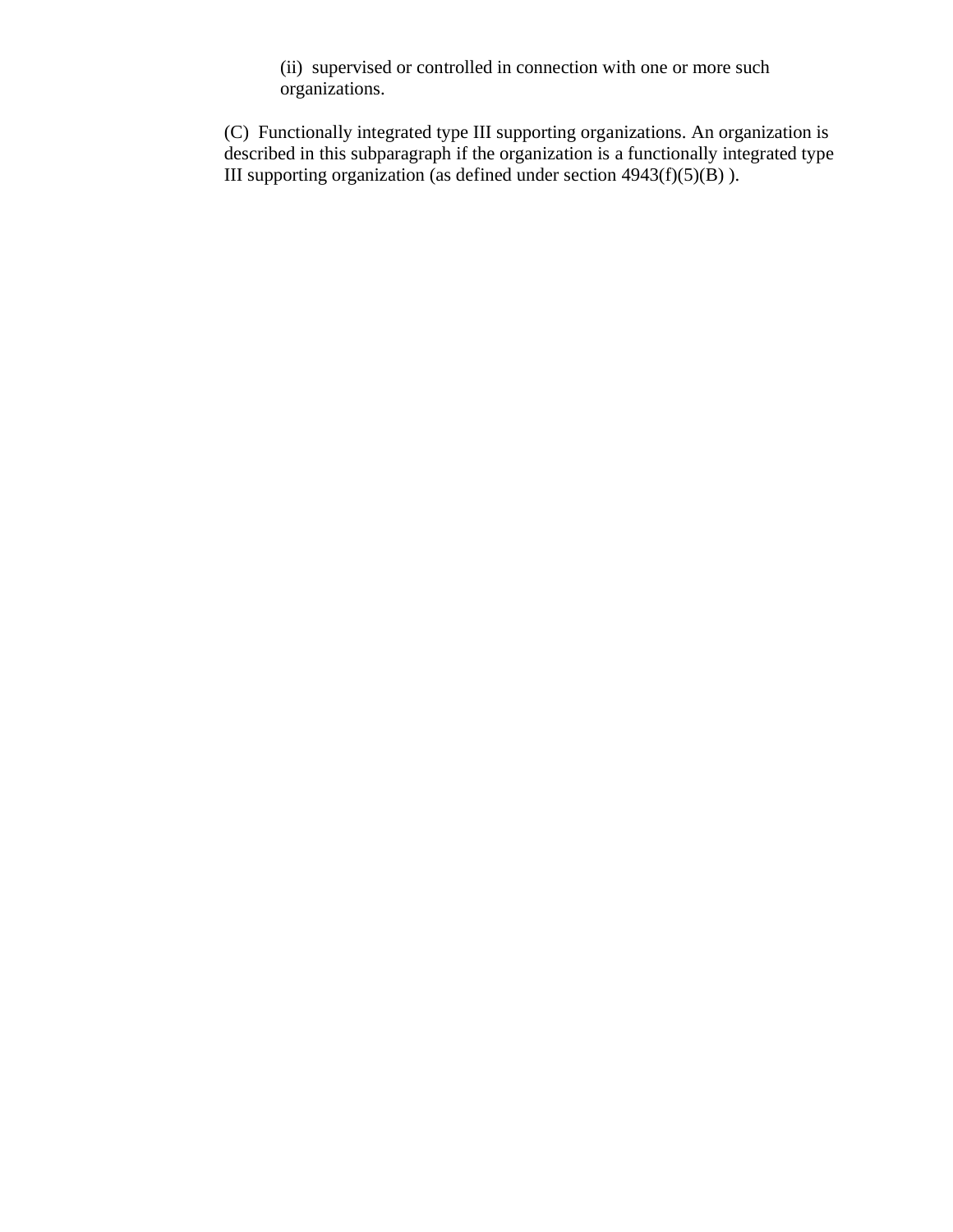(ii) supervised or controlled in connection with one or more such organizations.

(C) Functionally integrated type III supporting organizations. An organization is described in this subparagraph if the organization is a functionally integrated type III supporting organization (as defined under section 4943(f)(5)(B) ).